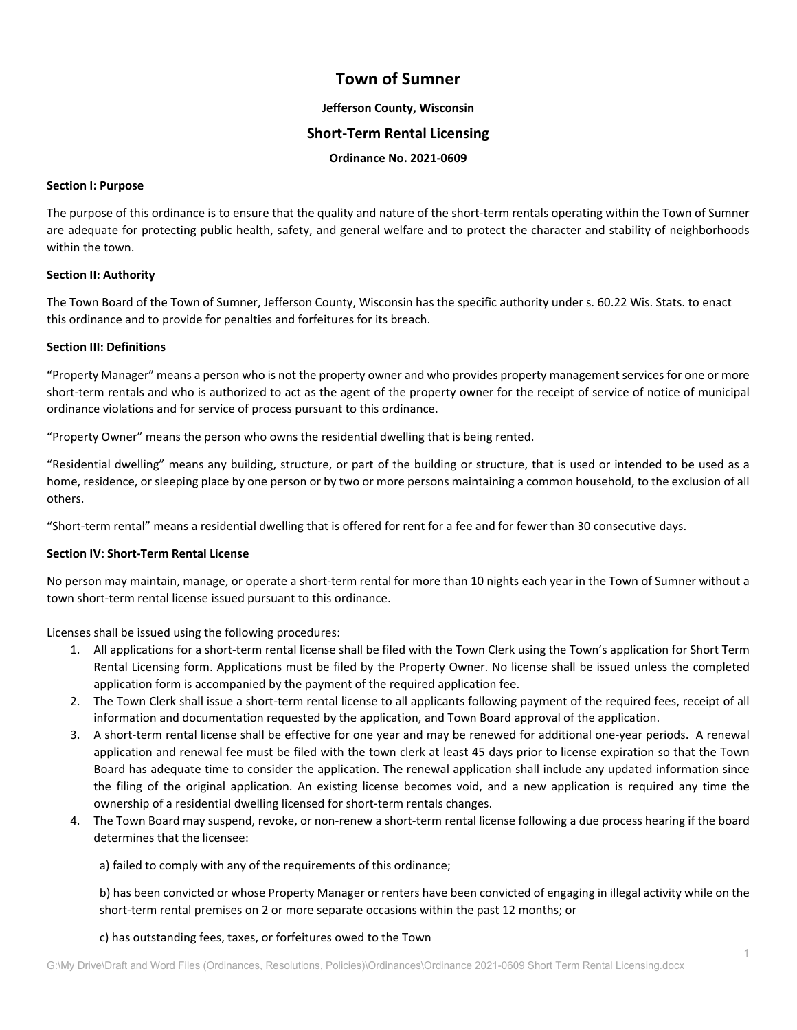# Town of Sumner

**Jefferson County, Wisconsin**

## Short-Term Rental Licensing

**Ordinance No. 2021-0609**

### Section I: Purpose

The purpose of this ordinance is to ensure that the quality and nature of the short-term rentals operating within the Town of Sumner are adequate for protecting public health, safety, and general welfare and to protect the character and stability of neighborhoods within the town.

### Section II: Authority

The Town Board of the Town of Sumner, Jefferson County, Wisconsin has the specific authority under s. 60.22 Wis. Stats. to enact this ordinance and to provide for penalties and forfeitures for its breach.

### Section III: Definitions

"Property Manager" means a person who is not the property owner and who provides property management services for one or more short-term rentals and who is authorized to act as the agent of the property owner for the receipt of service of notice of municipal ordinance violations and for service of process pursuant to this ordinance.

"Property Owner" means the person who owns the residential dwelling that is being rented.

"Residential dwelling" means any building, structure, or part of the building or structure, that is used or intended to be used as a home, residence, or sleeping place by one person or by two or more persons maintaining a common household, to the exclusion of all others.

"Short-term rental" means a residential dwelling that is offered for rent for a fee and for fewer than 30 consecutive days.

### Section IV: Short-Term Rental License

No person may maintain, manage, or operate a short-term rental for more than 10 nights each year in the Town of Sumner without a town short-term rental license issued pursuant to this ordinance.

Licenses shall be issued using the following procedures:

1. All applications for a short-term rental license shall be filed with the Town Clerk using the Town's application for Short Term Rental Licensing form. Applications must be filed by the Property Owner. No license shall be issued unless the completed application form is accompanied by the payment of the required application fee.
2. The Town Clerk shall issue a short-term rental license to all applicants following payment of the required fees, receipt of all information and documentation requested by the application, and Town Board approval of the application.
3. A short-term rental license shall be effective for one year and may be renewed for additional one-year periods. A renewal application and renewal fee must be filed with the town clerk at least 45 days prior to license expiration so that the Town Board has adequate time to consider the application. The renewal application shall include any updated information since the filing of the original application. An existing license becomes void, and a new application is required any time the ownership of a residential dwelling licensed for short-term rentals changes.
4. The Town Board may suspend, revoke, or non-renew a short-term rental license following a due process hearing if the board determines that the licensee:

   a) failed to comply with any of the requirements of this ordinance;

   b) has been convicted or whose Property Manager or renters have been convicted of engaging in illegal activity while on the short-term rental premises on 2 or more separate occasions within the past 12 months; or

   c) has outstanding fees, taxes, or forfeitures owed to the Town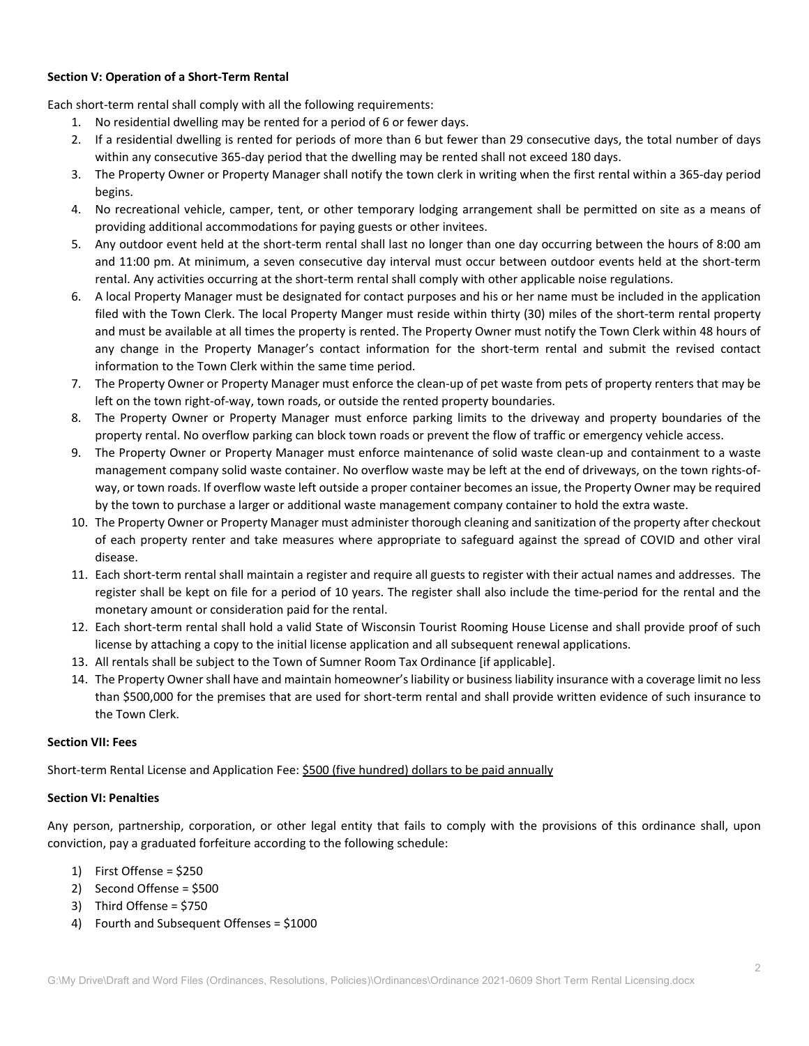**Section V: Operation of a Short-Term Rental**

Each short-term rental shall comply with all the following requirements:

1. No residential dwelling may be rented for a period of 6 or fewer days.
2. If a residential dwelling is rented for periods of more than 6 but fewer than 29 consecutive days, the total number of days within any consecutive 365-day period that the dwelling may be rented shall not exceed 180 days.
3. The Property Owner or Property Manager shall notify the town clerk in writing when the first rental within a 365-day period begins.
4. No recreational vehicle, camper, tent, or other temporary lodging arrangement shall be permitted on site as a means of providing additional accommodations for paying guests or other invitees.
5. Any outdoor event held at the short-term rental shall last no longer than one day occurring between the hours of 8:00 am and 11:00 pm. At minimum, a seven consecutive day interval must occur between outdoor events held at the short-term rental. Any activities occurring at the short-term rental shall comply with other applicable noise regulations.
6. A local Property Manager must be designated for contact purposes and his or her name must be included in the application filed with the Town Clerk. The local Property Manger must reside within thirty (30) miles of the short-term rental property and must be available at all times the property is rented. The Property Owner must notify the Town Clerk within 48 hours of any change in the Property Manager's contact information for the short-term rental and submit the revised contact information to the Town Clerk within the same time period.
7. The Property Owner or Property Manager must enforce the clean-up of pet waste from pets of property renters that may be left on the town right-of-way, town roads, or outside the rented property boundaries.
8. The Property Owner or Property Manager must enforce parking limits to the driveway and property boundaries of the property rental. No overflow parking can block town roads or prevent the flow of traffic or emergency vehicle access.
9. The Property Owner or Property Manager must enforce maintenance of solid waste clean-up and containment to a waste management company solid waste container. No overflow waste may be left at the end of driveways, on the town rights-of-way, or town roads. If overflow waste left outside a proper container becomes an issue, the Property Owner may be required by the town to purchase a larger or additional waste management company container to hold the extra waste.
10. The Property Owner or Property Manager must administer thorough cleaning and sanitization of the property after checkout of each property renter and take measures where appropriate to safeguard against the spread of COVID and other viral disease.
11. Each short-term rental shall maintain a register and require all guests to register with their actual names and addresses. The register shall be kept on file for a period of 10 years. The register shall also include the time-period for the rental and the monetary amount or consideration paid for the rental.
12. Each short-term rental shall hold a valid State of Wisconsin Tourist Rooming House License and shall provide proof of such license by attaching a copy to the initial license application and all subsequent renewal applications.
13. All rentals shall be subject to the Town of Sumner Room Tax Ordinance [if applicable].
14. The Property Owner shall have and maintain homeowner's liability or business liability insurance with a coverage limit no less than $500,000 for the premises that are used for short-term rental and shall provide written evidence of such insurance to the Town Clerk.

**Section VII: Fees**

Short-term Rental License and Application Fee: <u>$500 (five hundred) dollars to be paid annually</u>

**Section VI: Penalties**

Any person, partnership, corporation, or other legal entity that fails to comply with the provisions of this ordinance shall, upon conviction, pay a graduated forfeiture according to the following schedule:

1) First Offense = $250
2) Second Offense = $500
3) Third Offense = $750
4) Fourth and Subsequent Offenses = $1000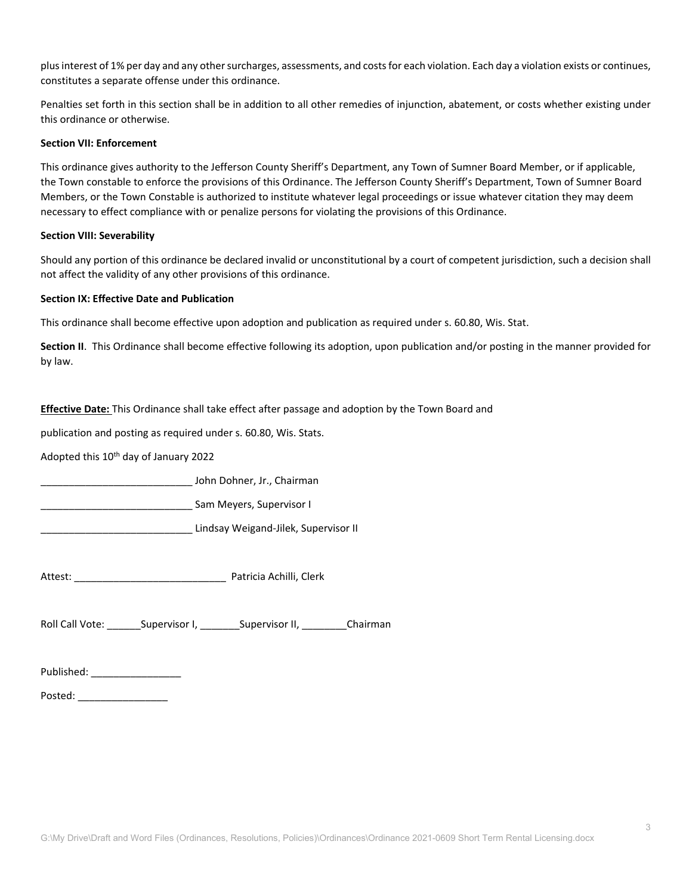plus interest of 1% per day and any other surcharges, assessments, and costs for each violation. Each day a violation exists or continues, constitutes a separate offense under this ordinance.

Penalties set forth in this section shall be in addition to all other remedies of injunction, abatement, or costs whether existing under this ordinance or otherwise.

**Section VII: Enforcement**

This ordinance gives authority to the Jefferson County Sheriff's Department, any Town of Sumner Board Member, or if applicable, the Town constable to enforce the provisions of this Ordinance. The Jefferson County Sheriff's Department, Town of Sumner Board Members, or the Town Constable is authorized to institute whatever legal proceedings or issue whatever citation they may deem necessary to effect compliance with or penalize persons for violating the provisions of this Ordinance.

**Section VIII: Severability**

Should any portion of this ordinance be declared invalid or unconstitutional by a court of competent jurisdiction, such a decision shall not affect the validity of any other provisions of this ordinance.

**Section IX: Effective Date and Publication**

This ordinance shall become effective upon adoption and publication as required under s. 60.80, Wis. Stat.

**Section II**. This Ordinance shall become effective following its adoption, upon publication and/or posting in the manner provided for by law.

**<u>Effective Date:</u>** This Ordinance shall take effect after passage and adoption by the Town Board and

publication and posting as required under s. 60.80, Wis. Stats.

Adopted this 10th day of January 2022

___________________________ John Dohner, Jr., Chairman

___________________________ Sam Meyers, Supervisor I

___________________________ Lindsay Weigand-Jilek, Supervisor II

Attest: ___________________________ Patricia Achilli, Clerk

Roll Call Vote: ______Supervisor I, _______Supervisor II, ________Chairman

Published: ________________

Posted: ________________

G:\My Drive\Draft and Word Files (Ordinances, Resolutions, Policies)\Ordinances\Ordinance 2021-0609 Short Term Rental Licensing.docx